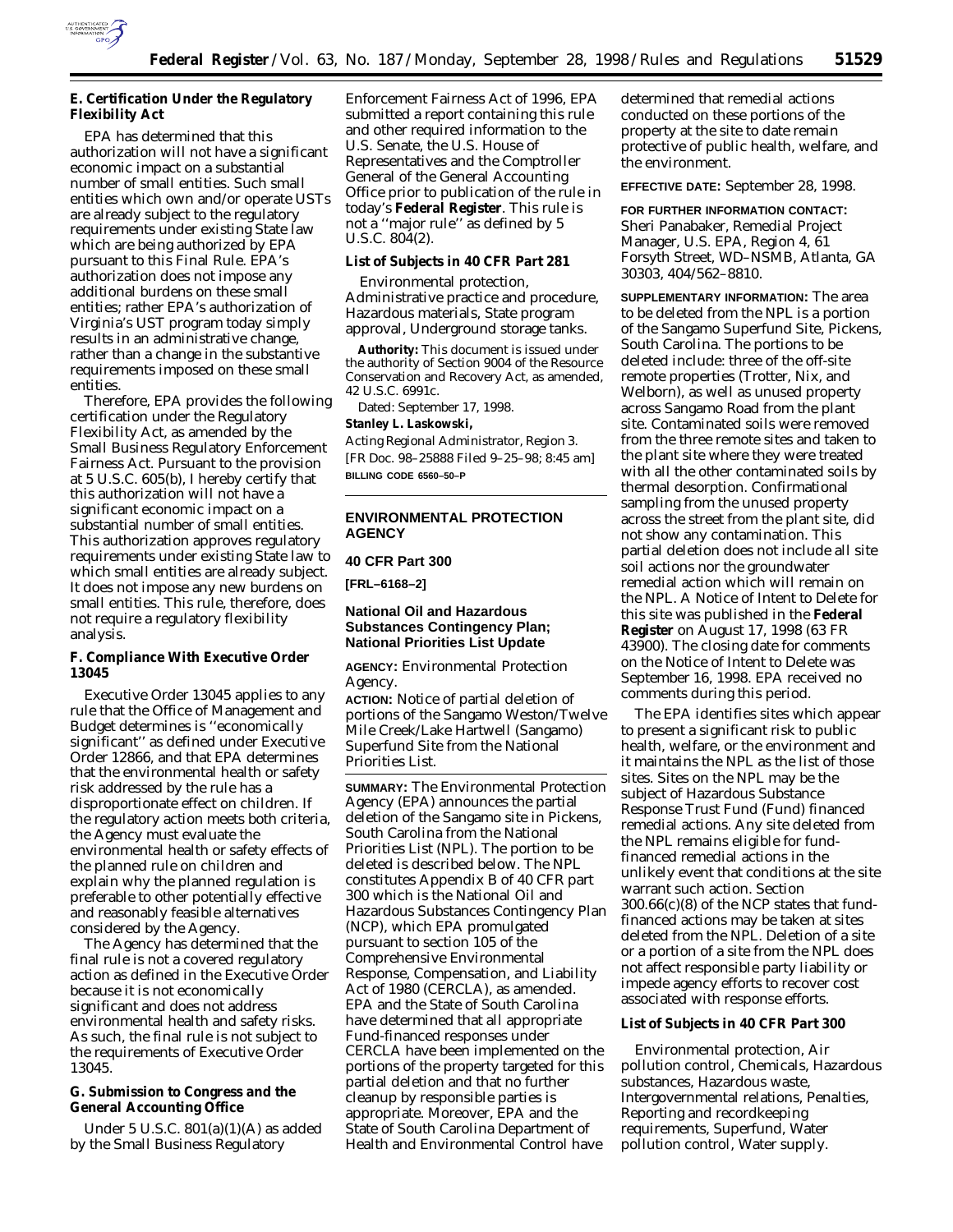### E. Certification Under the Regulatory Flexibility Act

EPA has determined that this authorization will not have a significant economic impact on a substantial number of small entities. Such small entities which own and/or operate USTs are already subject to the regulatory requirements under existing State law which are being authorized by EPA pursuant to this Final Rule. EPA's authorization does not impose any additional burdens on these small entities; rather EPA's authorization of Virginia's UST program today simply results in an administrative change, rather than a change in the substantive requirements imposed on these small entities.

Therefore, EPA provides the following certification under the Regulatory Flexibility Act, as amended by the Small Business Regulatory Enforcement Fairness Act. Pursuant to the provision at 5 U.S.C. 605(b), I hereby certify that this authorization will not have a significant economic impact on a substantial number of small entities. This authorization approves regulatory requirements under existing State law to which small entities are already subject. It does not impose any new burdens on small entities. This rule, therefore, does not require a regulatory flexibility analysis.

### F. Compliance With Executive Order 13045

Executive Order 13045 applies to any rule that the Office of Management and Budget determines is ''economically significant'' as defined under Executive Order 12866, and that EPA determines that the environmental health or safety risk addressed by the rule has a disproportionate effect on children. If the regulatory action meets both criteria, the Agency must evaluate the environmental health or safety effects of the planned rule on children and explain why the planned regulation is preferable to other potentially effective and reasonably feasible alternatives considered by the Agency.

The Agency has determined that the final rule is not a covered regulatory action as defined in the Executive Order because it is not economically significant and does not address environmental health and safety risks. As such, the final rule is not subject to the requirements of Executive Order 13045.

### G. Submission to Congress and the General Accounting Office

Under 5 U.S.C. 801(a)(1)(A) as added by the Small Business Regulatory Enforcement Fairness Act of 1996, EPA submitted a report containing this rule and other required information to the U.S. Senate, the U.S. House of Representatives and the Comptroller General of the General Accounting Office prior to publication of the rule in today's **Federal Register**. This rule is not a ''major rule'' as defined by 5 U.S.C. 804(2).

### List of Subjects in 40 CFR Part 281

Environmental protection, Administrative practice and procedure, Hazardous materials, State program approval, Underground storage tanks.

**Authority:** This document is issued under the authority of Section 9004 of the Resource Conservation and Recovery Act, as amended, 42 U.S.C. 6991c.

Dated: September 17, 1998.

**Stanley L. Laskowski,**

*Acting Regional Administrator, Region 3.*

[FR Doc. 98–25888 Filed 9–25–98; 8:45 am]

**BILLING CODE 6560–50–P**

---

## ENVIRONMENTAL PROTECTION AGENCY

### 40 CFR Part 300

**[FRL–6168–2]**

### National Oil and Hazardous Substances Contingency Plan; National Priorities List Update

**AGENCY:** Environmental Protection Agency.

**ACTION:** Notice of partial deletion of portions of the Sangamo Weston/Twelve Mile Creek/Lake Hartwell (Sangamo) Superfund Site from the National Priorities List.

**SUMMARY:** The Environmental Protection Agency (EPA) announces the partial deletion of the Sangamo site in Pickens, South Carolina from the National Priorities List (NPL). The portion to be deleted is described below. The NPL constitutes Appendix B of 40 CFR part 300 which is the National Oil and Hazardous Substances Contingency Plan (NCP), which EPA promulgated pursuant to section 105 of the Comprehensive Environmental Response, Compensation, and Liability Act of 1980 (CERCLA), as amended. EPA and the State of South Carolina have determined that all appropriate Fund-financed responses under CERCLA have been implemented on the portions of the property targeted for this partial deletion and that no further cleanup by responsible parties is appropriate. Moreover, EPA and the State of South Carolina Department of Health and Environmental Control have determined that remedial actions conducted on these portions of the property at the site to date remain protective of public health, welfare, and the environment.

**EFFECTIVE DATE:** September 28, 1998.

**FOR FURTHER INFORMATION CONTACT:** Sheri Panabaker, Remedial Project Manager, U.S. EPA, Region 4, 61 Forsyth Street, WD–NSMB, Atlanta, GA 30303, 404/562–8810.

**SUPPLEMENTARY INFORMATION:** The area to be deleted from the NPL is a portion of the Sangamo Superfund Site, Pickens, South Carolina. The portions to be deleted include: three of the off-site remote properties (Trotter, Nix, and Welborn), as well as unused property across Sangamo Road from the plant site. Contaminated soils were removed from the three remote sites and taken to the plant site where they were treated with all the other contaminated soils by thermal desorption. Confirmational sampling from the unused property across the street from the plant site, did not show any contamination. This partial deletion does not include all site soil actions nor the groundwater remedial action which will remain on the NPL. A Notice of Intent to Delete for this site was published in the **Federal Register** on August 17, 1998 (63 FR 43900). The closing date for comments on the Notice of Intent to Delete was September 16, 1998. EPA received no comments during this period.

The EPA identifies sites which appear to present a significant risk to public health, welfare, or the environment and it maintains the NPL as the list of those sites. Sites on the NPL may be the subject of Hazardous Substance Response Trust Fund (Fund) financed remedial actions. Any site deleted from the NPL remains eligible for fund-financed remedial actions in the unlikely event that conditions at the site warrant such action. Section 300.66(c)(8) of the NCP states that fund-financed actions may be taken at sites deleted from the NPL. Deletion of a site or a portion of a site from the NPL does not affect responsible party liability or impede agency efforts to recover cost associated with response efforts.

### List of Subjects in 40 CFR Part 300

Environmental protection, Air pollution control, Chemicals, Hazardous substances, Hazardous waste, Intergovernmental relations, Penalties, Reporting and recordkeeping requirements, Superfund, Water pollution control, Water supply.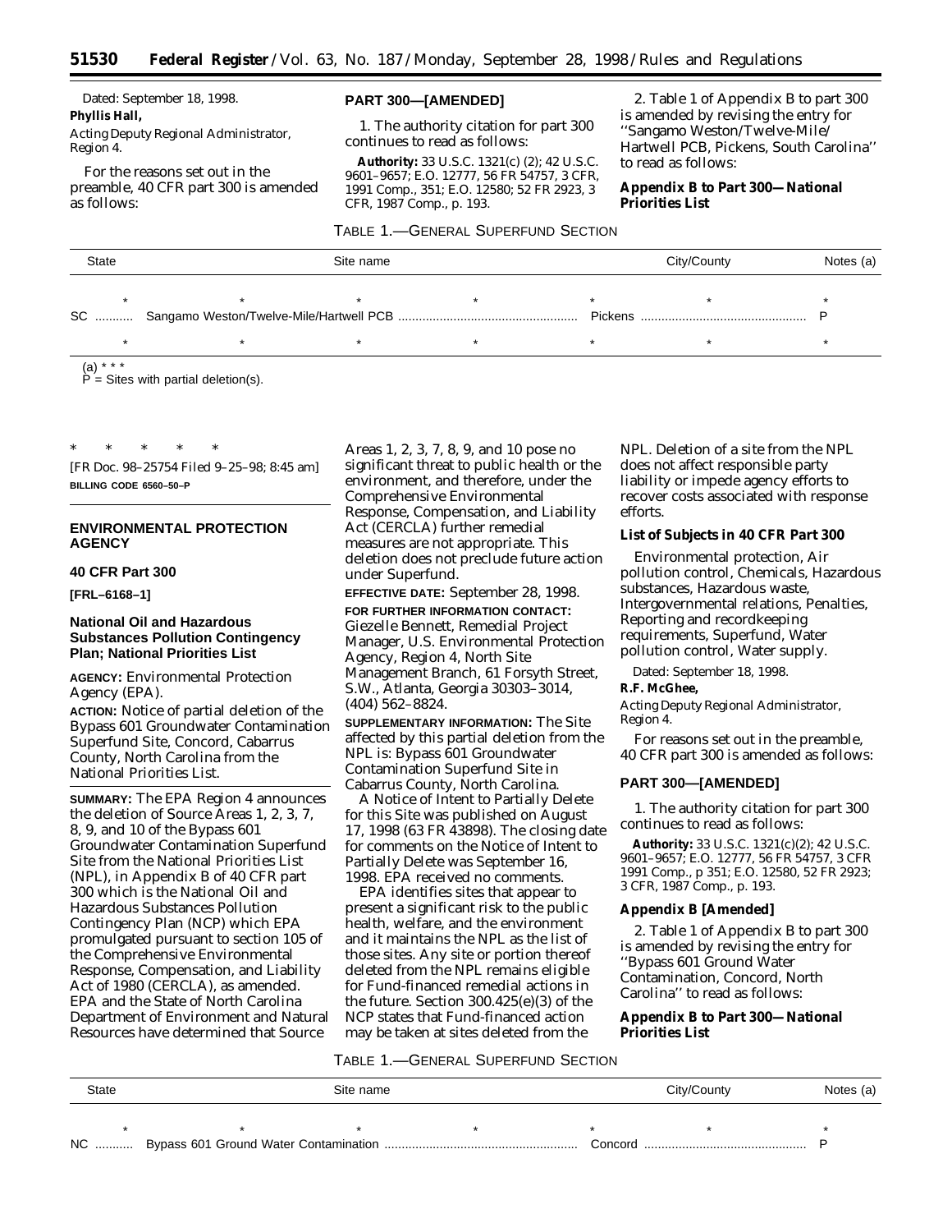Dated: September 18, 1998.

**Phyllis Hall,**

*Acting Deputy Regional Administrator, Region 4.*

For the reasons set out in the preamble, 40 CFR part 300 is amended as follows:

**PART 300—[AMENDED]**

1. The authority citation for part 300 continues to read as follows:

**Authority:** 33 U.S.C. 1321(c) (2); 42 U.S.C. 9601–9657; E.O. 12777, 56 FR 54757, 3 CFR, 1991 Comp., 351; E.O. 12580; 52 FR 2923, 3 CFR, 1987 Comp., p. 193.

2. Table 1 of Appendix B to part 300 is amended by revising the entry for ''Sangamo Weston/Twelve-Mile/ Hartwell PCB, Pickens, South Carolina'' to read as follows:

**Appendix B to Part 300—National Priorities List**

TABLE 1.—GENERAL SUPERFUND SECTION

| State | Site name | City/County | Notes (a) |
|---|---|---|---|
| * | * | * | * |
| SC | Sangamo Weston/Twelve-Mile/Hartwell PCB | Pickens | P |
| * | * | * | * |

(a) * * *
P = Sites with partial deletion(s).

\* \* \* \* \*

[FR Doc. 98–25754 Filed 9–25–98; 8:45 am]

**BILLING CODE 6560–50–P**

---

## ENVIRONMENTAL PROTECTION AGENCY

### 40 CFR Part 300

**[FRL–6168–1]**

### National Oil and Hazardous Substances Pollution Contingency Plan; National Priorities List

**AGENCY:** Environmental Protection Agency (EPA).

**ACTION:** Notice of partial deletion of the Bypass 601 Groundwater Contamination Superfund Site, Concord, Cabarrus County, North Carolina from the National Priorities List.

**SUMMARY:** The EPA Region 4 announces the deletion of Source Areas 1, 2, 3, 7, 8, 9, and 10 of the Bypass 601 Groundwater Contamination Superfund Site from the National Priorities List (NPL), in Appendix B of 40 CFR part 300 which is the National Oil and Hazardous Substances Pollution Contingency Plan (NCP) which EPA promulgated pursuant to section 105 of the Comprehensive Environmental Response, Compensation, and Liability Act of 1980 (CERCLA), as amended. EPA and the State of North Carolina Department of Environment and Natural Resources have determined that Source Areas 1, 2, 3, 7, 8, 9, and 10 pose no significant threat to public health or the environment, and therefore, under the Comprehensive Environmental Response, Compensation, and Liability Act (CERCLA) further remedial measures are not appropriate. This deletion does not preclude future action under Superfund.

**EFFECTIVE DATE:** September 28, 1998.

**FOR FURTHER INFORMATION CONTACT:** Giezelle Bennett, Remedial Project Manager, U.S. Environmental Protection Agency, Region 4, North Site Management Branch, 61 Forsyth Street, S.W., Atlanta, Georgia 30303–3014, (404) 562–8824.

**SUPPLEMENTARY INFORMATION:** The Site affected by this partial deletion from the NPL is: Bypass 601 Groundwater Contamination Superfund Site in Cabarrus County, North Carolina.

A Notice of Intent to Partially Delete for this Site was published on August 17, 1998 (63 FR 43898). The closing date for comments on the Notice of Intent to Partially Delete was September 16, 1998. EPA received no comments.

EPA identifies sites that appear to present a significant risk to the public health, welfare, and the environment and it maintains the NPL as the list of those sites. Any site or portion thereof deleted from the NPL remains eligible for Fund-financed remedial actions in the future. Section 300.425(e)(3) of the NCP states that Fund-financed action may be taken at sites deleted from the NPL. Deletion of a site from the NPL does not affect responsible party liability or impede agency efforts to recover costs associated with response efforts.

**List of Subjects in 40 CFR Part 300**

Environmental protection, Air pollution control, Chemicals, Hazardous substances, Hazardous waste, Intergovernmental relations, Penalties, Reporting and recordkeeping requirements, Superfund, Water pollution control, Water supply.

Dated: September 18, 1998.

**R.F. McGhee,**

*Acting Deputy Regional Administrator, Region 4.*

For reasons set out in the preamble, 40 CFR part 300 is amended as follows:

**PART 300—[AMENDED]**

1. The authority citation for part 300 continues to read as follows:

**Authority:** 33 U.S.C. 1321(c)(2); 42 U.S.C. 9601–9657; E.O. 12777, 56 FR 54757, 3 CFR 1991 Comp., p 351; E.O. 12580, 52 FR 2923; 3 CFR, 1987 Comp., p. 193.

**Appendix B [Amended]**

2. Table 1 of Appendix B to part 300 is amended by revising the entry for ''Bypass 601 Ground Water Contamination, Concord, North Carolina'' to read as follows:

**Appendix B to Part 300—National Priorities List**

TABLE 1.—GENERAL SUPERFUND SECTION

| State | Site name | City/County | Notes (a) |
|---|---|---|---|
| * | * | * | * |
| NC | Bypass 601 Ground Water Contamination | Concord | P |